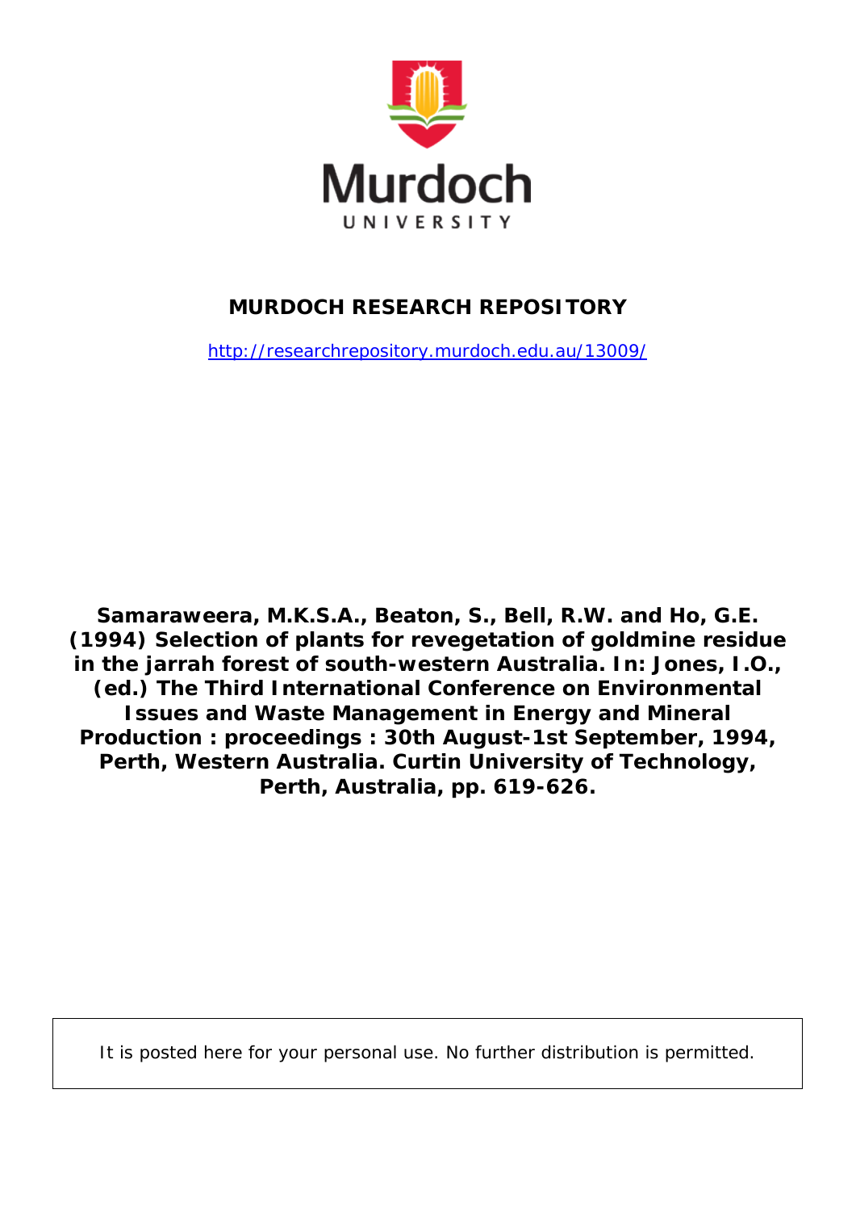Murdoch
UNIVERSITY

## MURDOCH RESEARCH REPOSITORY

http://researchrepository.murdoch.edu.au/13009/

**Samaraweera, M.K.S.A., Beaton, S., Bell, R.W. and Ho, G.E. (1994) Selection of plants for revegetation of goldmine residue in the jarrah forest of south-western Australia. In: Jones, I.O., (ed.) The Third International Conference on Environmental Issues and Waste Management in Energy and Mineral Production : proceedings : 30th August-1st September, 1994, Perth, Western Australia. Curtin University of Technology, Perth, Australia, pp. 619-626.**

It is posted here for your personal use. No further distribution is permitted.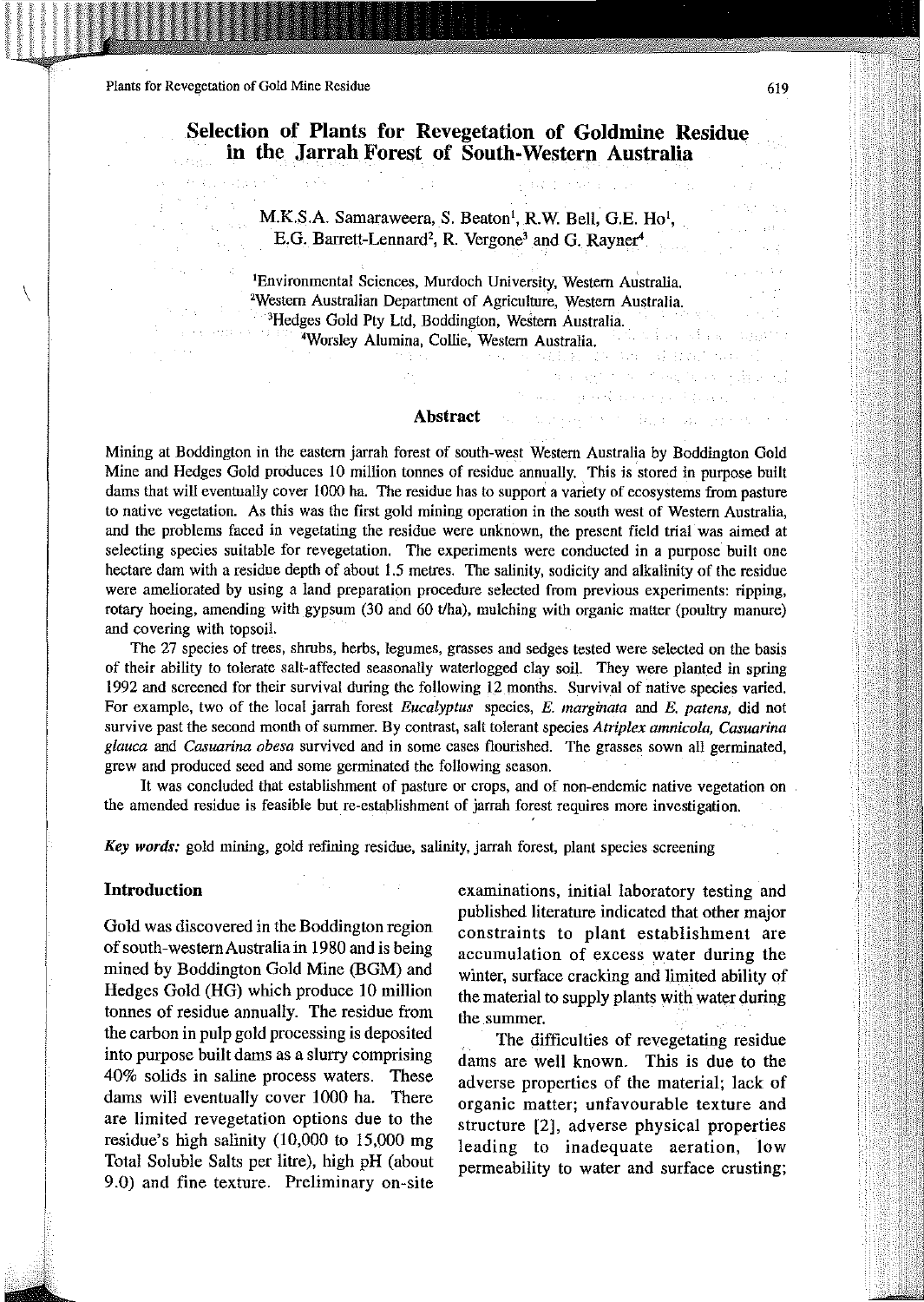# Selection of Plants for Revegetation of Goldmine Residue in the Jarrah Forest of South-Western Australia

M.K.S.A. Samaraweera, S. Beaton[1], R.W. Bell, G.E. Ho[1], E.G. Barrett-Lennard[2], R. Vergone[3] and G. Rayner[4]

[1]Environmental Sciences, Murdoch University, Western Australia.
[2]Western Australian Department of Agriculture, Western Australia.
[3]Hedges Gold Pty Ltd, Boddington, Western Australia.
[4]Worsley Alumina, Collie, Western Australia.

## Abstract

Mining at Boddington in the eastern jarrah forest of south-west Western Australia by Boddington Gold Mine and Hedges Gold produces 10 million tonnes of residue annually. This is stored in purpose built dams that will eventually cover 1000 ha. The residue has to support a variety of ecosystems from pasture to native vegetation. As this was the first gold mining operation in the south west of Western Australia, and the problems faced in vegetating the residue were unknown, the present field trial was aimed at selecting species suitable for revegetation. The experiments were conducted in a purpose built one hectare dam with a residue depth of about 1.5 metres. The salinity, sodicity and alkalinity of the residue were ameliorated by using a land preparation procedure selected from previous experiments: ripping, rotary hoeing, amending with gypsum (30 and 60 t/ha), mulching with organic matter (poultry manure) and covering with topsoil.

The 27 species of trees, shrubs, herbs, legumes, grasses and sedges tested were selected on the basis of their ability to tolerate salt-affected seasonally waterlogged clay soil. They were planted in spring 1992 and screened for their survival during the following 12 months. Survival of native species varied. For example, two of the local jarrah forest *Eucalyptus* species, *E. marginata* and *E. patens,* did not survive past the second month of summer. By contrast, salt tolerant species *Atriplex amnicola, Casuarina glauca* and *Casuarina obesa* survived and in some cases flourished. The grasses sown all germinated, grew and produced seed and some germinated the following season.

It was concluded that establishment of pasture or crops, and of non-endemic native vegetation on the amended residue is feasible but re-establishment of jarrah forest requires more investigation.

***Key words:*** gold mining, gold refining residue, salinity, jarrah forest, plant species screening

## Introduction

Gold was discovered in the Boddington region of south-western Australia in 1980 and is being mined by Boddington Gold Mine (BGM) and Hedges Gold (HG) which produce 10 million tonnes of residue annually. The residue from the carbon in pulp gold processing is deposited into purpose built dams as a slurry comprising 40% solids in saline process waters. These dams will eventually cover 1000 ha. There are limited revegetation options due to the residue's high salinity (10,000 to 15,000 mg Total Soluble Salts per litre), high pH (about 9.0) and fine texture. Preliminary on-site examinations, initial laboratory testing and published literature indicated that other major constraints to plant establishment are accumulation of excess water during the winter, surface cracking and limited ability of the material to supply plants with water during the summer.

The difficulties of revegetating residue dams are well known. This is due to the adverse properties of the material; lack of organic matter; unfavourable texture and structure [2], adverse physical properties leading to inadequate aeration, low permeability to water and surface crusting;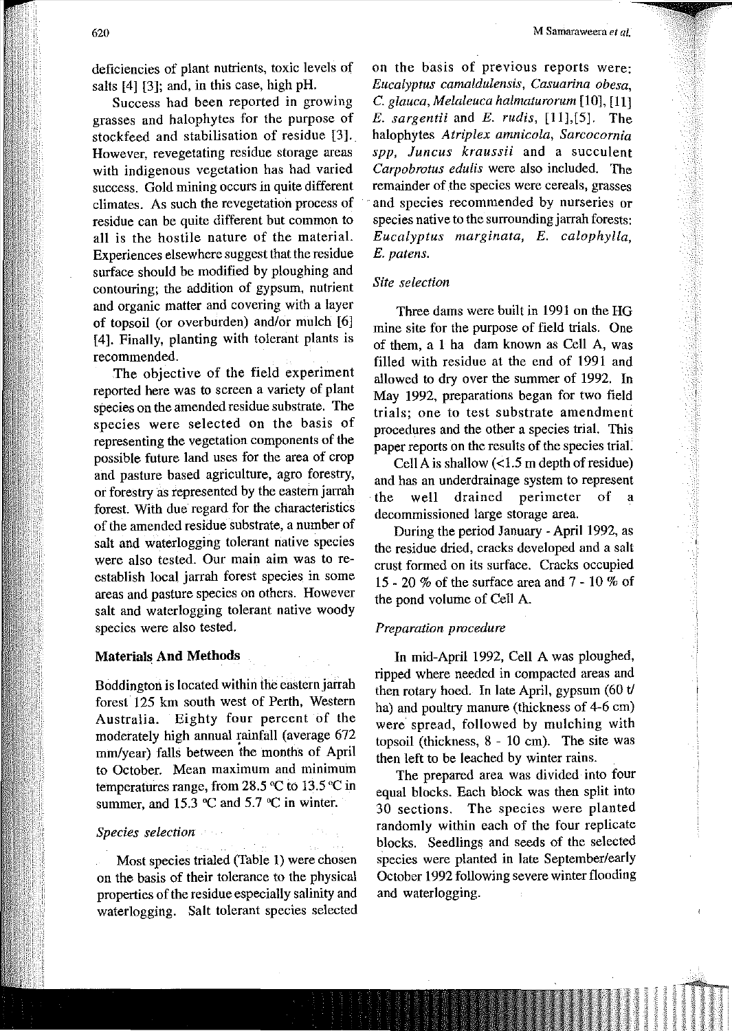deficiencies of plant nutrients, toxic levels of salts [4] [3]; and, in this case, high pH.

Success had been reported in growing grasses and halophytes for the purpose of stockfeed and stabilisation of residue [3]. However, revegetating residue storage areas with indigenous vegetation has had varied success. Gold mining occurs in quite different climates. As such the revegetation process of residue can be quite different but common to all is the hostile nature of the material. Experiences elsewhere suggest that the residue surface should be modified by ploughing and contouring; the addition of gypsum, nutrient and organic matter and covering with a layer of topsoil (or overburden) and/or mulch [6] [4]. Finally, planting with tolerant plants is recommended.

The objective of the field experiment reported here was to screen a variety of plant species on the amended residue substrate. The species were selected on the basis of representing the vegetation components of the possible future land uses for the area of crop and pasture based agriculture, agro forestry, or forestry as represented by the eastern jarrah forest. With due regard for the characteristics of the amended residue substrate, a number of salt and waterlogging tolerant native species were also tested. Our main aim was to re-establish local jarrah forest species in some areas and pasture species on others. However salt and waterlogging tolerant native woody species were also tested.

## Materials And Methods

Boddington is located within the eastern jarrah forest 125 km south west of Perth, Western Australia. Eighty four percent of the moderately high annual rainfall (average 672 mm/year) falls between the months of April to October. Mean maximum and minimum temperatures range, from 28.5 °C to 13.5 °C in summer, and 15.3 °C and 5.7 °C in winter.

### *Species selection*

Most species trialed (Table 1) were chosen on the basis of their tolerance to the physical properties of the residue especially salinity and waterlogging. Salt tolerant species selected on the basis of previous reports were: *Eucalyptus camaldulensis*, *Casuarina obesa*, *C. glauca*, *Melaleuca halmaturorum* [10], [11] *E. sargentii* and *E. rudis*, [11],[5]. The halophytes *Atriplex amnicola*, *Sarcocornia spp*, *Juncus kraussii* and a succulent *Carpobrotus edulis* were also included. The remainder of the species were cereals, grasses and species recommended by nurseries or species native to the surrounding jarrah forests: *Eucalyptus marginata*, *E. calophylla*, *E. patens*.

### *Site selection*

Three dams were built in 1991 on the HG mine site for the purpose of field trials. One of them, a 1 ha dam known as Cell A, was filled with residue at the end of 1991 and allowed to dry over the summer of 1992. In May 1992, preparations began for two field trials; one to test substrate amendment procedures and the other a species trial. This paper reports on the results of the species trial.

Cell A is shallow (<1.5 m depth of residue) and has an underdrainage system to represent the well drained perimeter of a decommissioned large storage area.

During the period January - April 1992, as the residue dried, cracks developed and a salt crust formed on its surface. Cracks occupied 15 - 20 % of the surface area and 7 - 10 % of the pond volume of Cell A.

### *Preparation procedure*

In mid-April 1992, Cell A was ploughed, ripped where needed in compacted areas and then rotary hoed. In late April, gypsum (60 t/ha) and poultry manure (thickness of 4-6 cm) were spread, followed by mulching with topsoil (thickness, 8 - 10 cm). The site was then left to be leached by winter rains.

The prepared area was divided into four equal blocks. Each block was then split into 30 sections. The species were planted randomly within each of the four replicate blocks. Seedlings and seeds of the selected species were planted in late September/early October 1992 following severe winter flooding and waterlogging.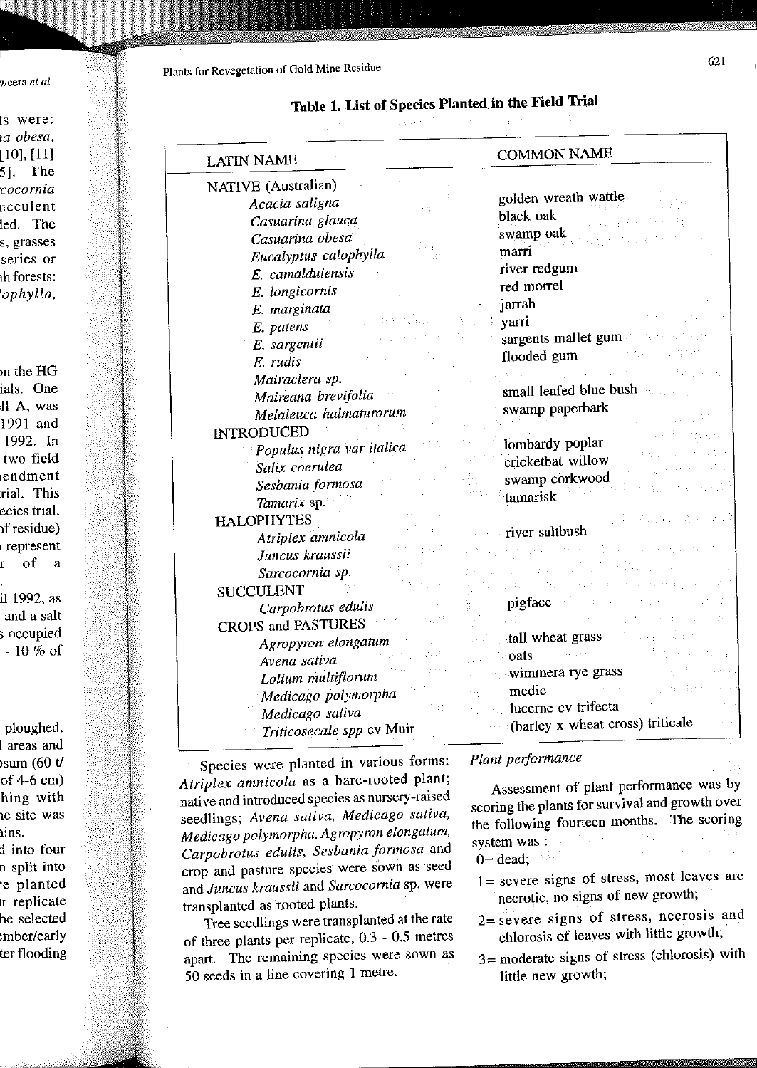**Table 1. List of Species Planted in the Field Trial**

| LATIN NAME | COMMON NAME |
|---|---|
| NATIVE (Australian) | |
| *Acacia saligna* | golden wreath wattle |
| *Casuarina glauca* | black oak |
| *Casuarina obesa* | swamp oak |
| *Eucalyptus calophylla* | marri |
| *E. camaldulensis* | river redgum |
| *E. longicornis* | red morrel |
| *E. marginata* | jarrah |
| *E. patens* | yarri |
| *E. sargentii* | sargents mallet gum |
| *E. rudis* | flooded gum |
| *Mairaclera sp.* | |
| *Maireana brevifolia* | small leafed blue bush |
| *Melaleuca halmaturorum* | swamp paperbark |
| INTRODUCED | |
| *Populus nigra var italica* | lombardy poplar |
| *Salix coerulea* | cricketbat willow |
| *Sesbania formosa* | swamp corkwood |
| *Tamarix* sp. | tamarisk |
| HALOPHYTES | |
| *Atriplex amnicola* | river saltbush |
| *Juncus kraussii* | |
| *Sarcocornia sp.* | |
| SUCCULENT | |
| *Carpobrotus edulis* | pigface |
| CROPS and PASTURES | |
| *Agropyron elongatum* | tall wheat grass |
| *Avena sativa* | oats |
| *Lolium multiflorum* | wimmera rye grass |
| *Medicago polymorpha* | medic |
| *Medicago sativa* | lucerne cv trifecta |
| *Triticosecale spp* cv Muir | (barley x wheat cross) triticale |

Species were planted in various forms: *Atriplex amnicola* as a bare-rooted plant; native and introduced species as nursery-raised seedlings; *Avena sativa, Medicago sativa, Medicago polymorpha, Agropyron elongatum, Carpobrotus edulis, Sesbania formosa* and crop and pasture species were sown as seed and *Juncus kraussii* and *Sarcocornia* sp. were transplanted as rooted plants.

Tree seedlings were transplanted at the rate of three plants per replicate, 0.3 - 0.5 metres apart. The remaining species were sown as 50 seeds in a line covering 1 metre.

*Plant performance*

Assessment of plant performance was by scoring the plants for survival and growth over the following fourteen months. The scoring system was :

0= dead;

1= severe signs of stress, most leaves are necrotic, no signs of new growth;

2= severe signs of stress, necrosis and chlorosis of leaves with little growth;

3= moderate signs of stress (chlorosis) with little new growth;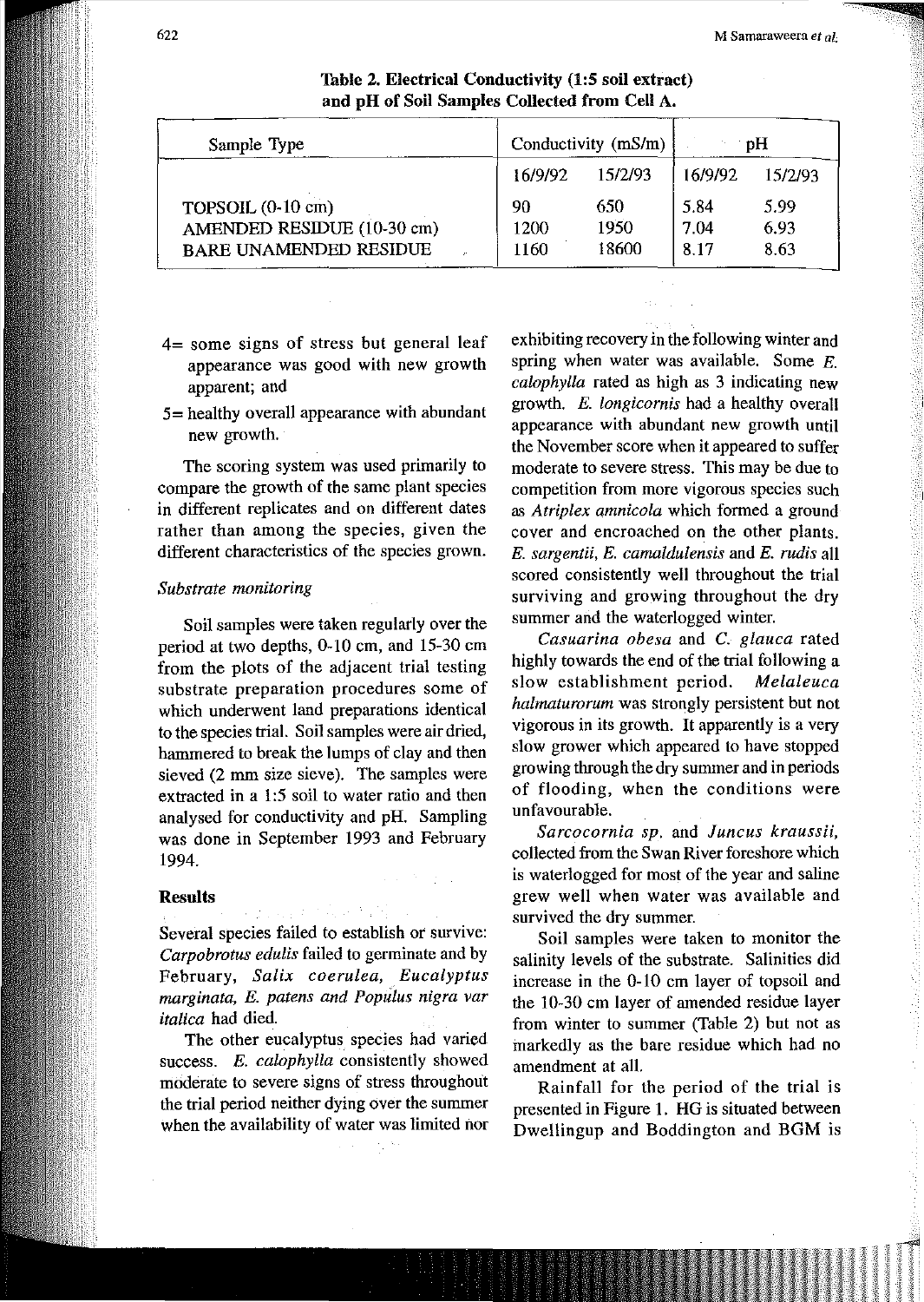**Table 2. Electrical Conductivity (1:5 soil extract) and pH of Soil Samples Collected from Cell A.**

| Sample Type | Conductivity (mS/m) | | pH | |
|---|---|---|---|---|
| | 16/9/92 | 15/2/93 | 16/9/92 | 15/2/93 |
| TOPSOIL (0-10 cm) | 90 | 650 | 5.84 | 5.99 |
| AMENDED RESIDUE (10-30 cm) | 1200 | 1950 | 7.04 | 6.93 |
| BARE UNAMENDED RESIDUE | 1160 | 18600 | 8.17 | 8.63 |

4= some signs of stress but general leaf appearance was good with new growth apparent; and

5= healthy overall appearance with abundant new growth.

The scoring system was used primarily to compare the growth of the same plant species in different replicates and on different dates rather than among the species, given the different characteristics of the species grown.

*Substrate monitoring*

Soil samples were taken regularly over the period at two depths, 0-10 cm, and 15-30 cm from the plots of the adjacent trial testing substrate preparation procedures some of which underwent land preparations identical to the species trial. Soil samples were air dried, hammered to break the lumps of clay and then sieved (2 mm size sieve). The samples were extracted in a 1:5 soil to water ratio and then analysed for conductivity and pH. Sampling was done in September 1993 and February 1994.

## Results

Several species failed to establish or survive: *Carpobrotus edulis* failed to germinate and by February, *Salix coerulea, Eucalyptus marginata, E. patens and Populus nigra var italica* had died.

The other eucalyptus species had varied success. *E. calophylla* consistently showed moderate to severe signs of stress throughout the trial period neither dying over the summer when the availability of water was limited nor exhibiting recovery in the following winter and spring when water was available. Some *E. calophylla* rated as high as 3 indicating new growth. *E. longicornis* had a healthy overall appearance with abundant new growth until the November score when it appeared to suffer moderate to severe stress. This may be due to competition from more vigorous species such as *Atriplex amnicola* which formed a ground cover and encroached on the other plants. *E. sargentii, E. camaldulensis* and *E. rudis* all scored consistently well throughout the trial surviving and growing throughout the dry summer and the waterlogged winter.

*Casuarina obesa* and *C. glauca* rated highly towards the end of the trial following a slow establishment period. *Melaleuca halmaturorum* was strongly persistent but not vigorous in its growth. It apparently is a very slow grower which appeared to have stopped growing through the dry summer and in periods of flooding, when the conditions were unfavourable.

*Sarcocornia sp.* and *Juncus kraussii,* collected from the Swan River foreshore which is waterlogged for most of the year and saline grew well when water was available and survived the dry summer.

Soil samples were taken to monitor the salinity levels of the substrate. Salinities did increase in the 0-10 cm layer of topsoil and the 10-30 cm layer of amended residue layer from winter to summer (Table 2) but not as markedly as the bare residue which had no amendment at all.

Rainfall for the period of the trial is presented in Figure 1. HG is situated between Dwellingup and Boddington and BGM is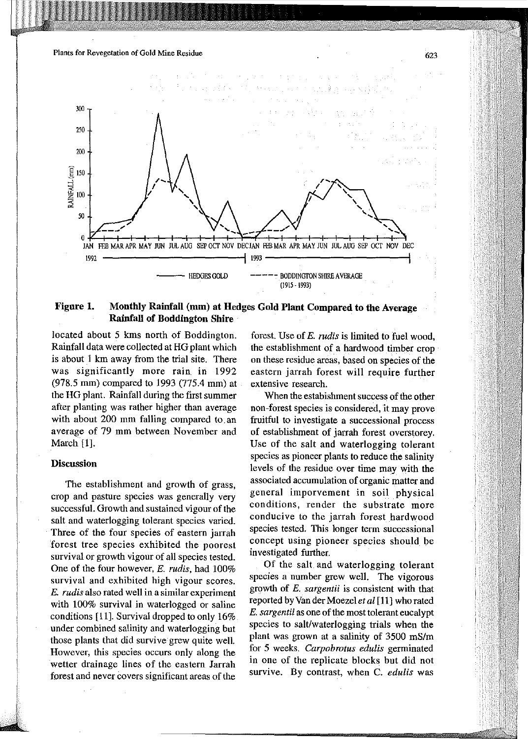300
250
200
150
100
50
0

RAINFALL (mm)

JAN FEB MAR APR MAY JUN JUL AUG SEP OCT NOV DEC JAN FEB MAR APR MAY JUN JUL AUG SEP OCT NOV DEC

1992 1993

HEDGES GOLD

BODDINGTON SHIRE AVERAGE (1915 - 1993)

**Figure 1. Monthly Rainfall (mm) at Hedges Gold Plant Compared to the Average Rainfall of Boddington Shire**

located about 5 kms north of Boddington. Rainfall data were collected at HG plant which is about 1 km away from the trial site. There was significantly more rain in 1992 (978.5 mm) compared to 1993 (775.4 mm) at the HG plant. Rainfall during the first summer after planting was rather higher than average with about 200 mm falling compared to an average of 79 mm between November and March [1].

## Discussion

The establishment and growth of grass, crop and pasture species was generally very successful. Growth and sustained vigour of the salt and waterlogging tolerant species varied. Three of the four species of eastern jarrah forest tree species exhibited the poorest survival or growth vigour of all species tested. One of the four however, *E. rudis*, had 100% survival and exhibited high vigour scores. *E. rudis* also rated well in a similar experiment with 100% survival in waterlogged or saline conditions [11]. Survival dropped to only 16% under combined salinity and waterlogging but those plants that did survive grew quite well. However, this species occurs only along the wetter drainage lines of the eastern Jarrah forest and never covers significant areas of the forest. Use of *E. rudis* is limited to fuel wood, the establishment of a hardwood timber crop on these residue areas, based on species of the eastern jarrah forest will require further extensive research.

When the estabishment success of the other non-forest species is considered, it may prove fruitful to investigate a successional process of establishment of jarrah forest overstorey. Use of the salt and waterlogging tolerant species as pioneer plants to reduce the salinity levels of the residue over time may with the associated accumulation of organic matter and general imporvement in soil physical conditions, render the substrate more conducive to the jarrah forest hardwood species tested. This longer term successional concept using pioneer species should be investigated further.

Of the salt and waterlogging tolerant species a number grew well. The vigorous growth of *E. sargentii* is consistent with that reported by Van der Moezel *et al* [11] who rated *E. sargentii* as one of the most tolerant eucalypt species to salt/waterlogging trials when the plant was grown at a salinity of 3500 mS/m for 5 weeks. *Carpobrotus edulis* germinated in one of the replicate blocks but did not survive. By contrast, when C. *edulis* was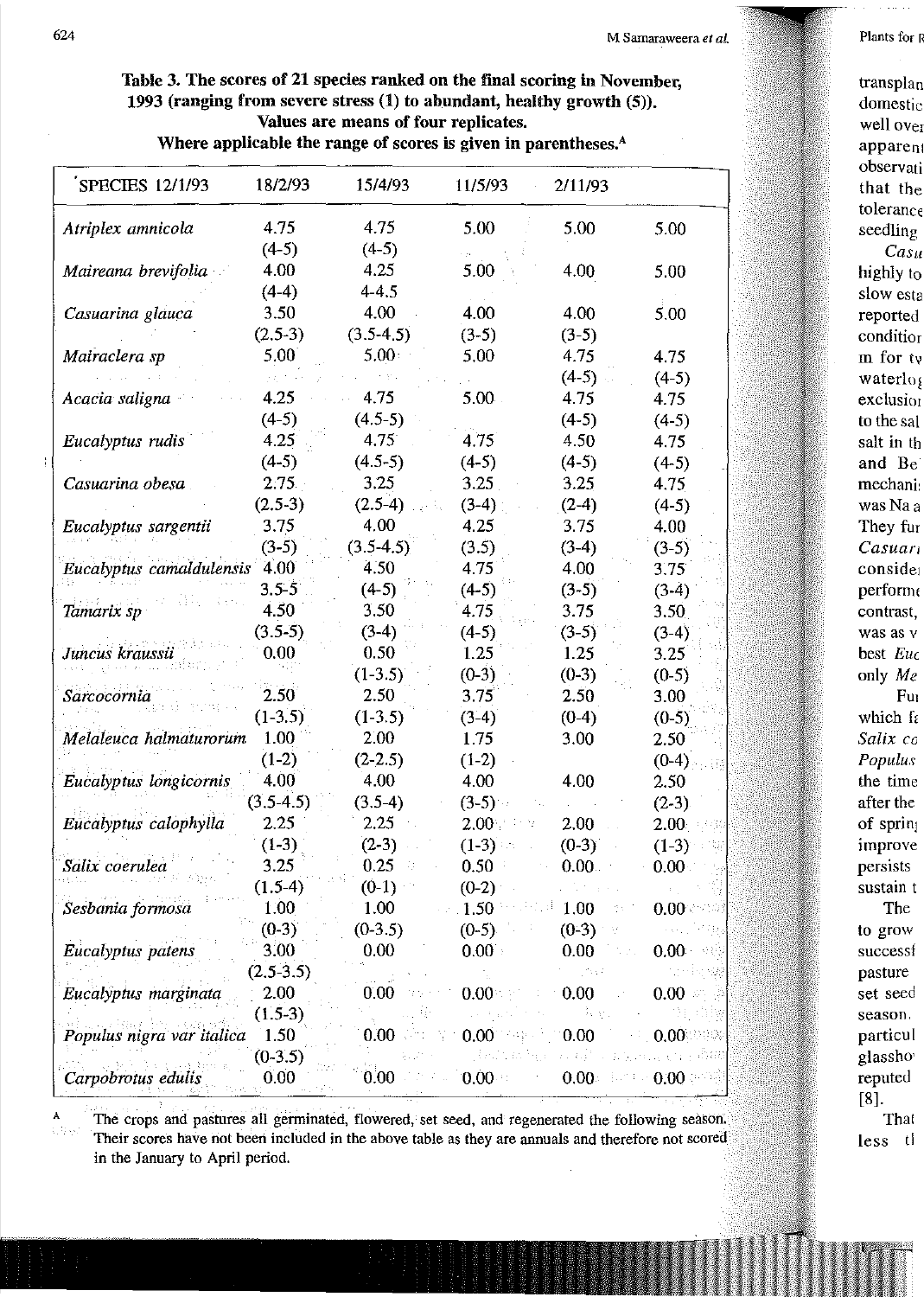**Table 3. The scores of 21 species ranked on the final scoring in November, 1993 (ranging from severe stress (1) to abundant, healthy growth (5)). Values are means of four replicates. Where applicable the range of scores is given in parentheses.[A]**

| SPECIES 12/1/93 | 18/2/93 | 15/4/93 | 11/5/93 | 2/11/93 | |
|---|---|---|---|---|---|
| *Atriplex amnicola* | 4.75 (4-5) | 4.75 (4-5) | 5.00 | 5.00 | 5.00 |
| *Maireana brevifolia* | 4.00 (4-4) | 4.25 4-4.5 | 5.00 | 4.00 | 5.00 |
| *Casuarina glauca* | 3.50 (2.5-3) | 4.00 (3.5-4.5) | 4.00 (3-5) | 4.00 (3-5) | 5.00 |
| *Mairaclera sp* | 5.00 | 5.00 | 5.00 | 4.75 (4-5) | 4.75 (4-5) |
| *Acacia saligna* | 4.25 (4-5) | 4.75 (4.5-5) | 5.00 | 4.75 (4-5) | 4.75 (4-5) |
| *Eucalyptus rudis* | 4.25 (4-5) | 4.75 (4.5-5) | 4.75 (4-5) | 4.50 (4-5) | 4.75 (4-5) |
| *Casuarina obesa* | 2.75 (2.5-3) | 3.25 (2.5-4) | 3.25 (3-4) | 3.25 (2-4) | 4.75 (4-5) |
| *Eucalyptus sargentii* | 3.75 (3-5) | 4.00 (3.5-4.5) | 4.25 (3.5) | 3.75 (3-4) | 4.00 (3-5) |
| *Eucalyptus camaldulensis* | 4.00 3.5-5 | 4.50 (4-5) | 4.75 (4-5) | 4.00 (3-5) | 3.75 (3-4) |
| *Tamarix sp* | 4.50 (3.5-5) | 3.50 (3-4) | 4.75 (4-5) | 3.75 (3-5) | 3.50 (3-4) |
| *Juncus kraussii* | 0.00 | 0.50 (1-3.5) | 1.25 (0-3) | 1.25 (0-3) | 3.25 (0-5) |
| *Sarcocornia* | 2.50 (1-3.5) | 2.50 (1-3.5) | 3.75 (3-4) | 2.50 (0-4) | 3.00 (0-5) |
| *Melaleuca halmaturorum* | 1.00 (1-2) | 2.00 (2-2.5) | 1.75 (1-2) | 3.00 | 2.50 (0-4) |
| *Eucalyptus longicornis* | 4.00 (3.5-4.5) | 4.00 (3.5-4) | 4.00 (3-5) | 4.00 | 2.50 (2-3) |
| *Eucalyptus calophylla* | 2.25 (1-3) | 2.25 (2-3) | 2.00 (1-3) | 2.00 (0-3) | 2.00 (1-3) |
| *Salix coerulea* | 3.25 (1.5-4) | 0.25 (0-1) | 0.50 (0-2) | 0.00 | 0.00 |
| *Sesbania formosa* | 1.00 (0-3) | 1.00 (0-3.5) | 1.50 (0-5) | 1.00 (0-3) | 0.00 |
| *Eucalyptus patens* | 3.00 (2.5-3.5) | 0.00 | 0.00 | 0.00 | 0.00 |
| *Eucalyptus marginata* | 2.00 (1.5-3) | 0.00 | 0.00 | 0.00 | 0.00 |
| *Populus nigra var italica* | 1.50 (0-3.5) | 0.00 | 0.00 | 0.00 | 0.00 |
| *Carpobrotus edulis* | 0.00 | 0.00 | 0.00 | 0.00 | 0.00 |

[A] The crops and pastures all germinated, flowered, set seed, and regenerated the following season. Their scores have not been included in the above table as they are annuals and therefore not scored in the January to April period.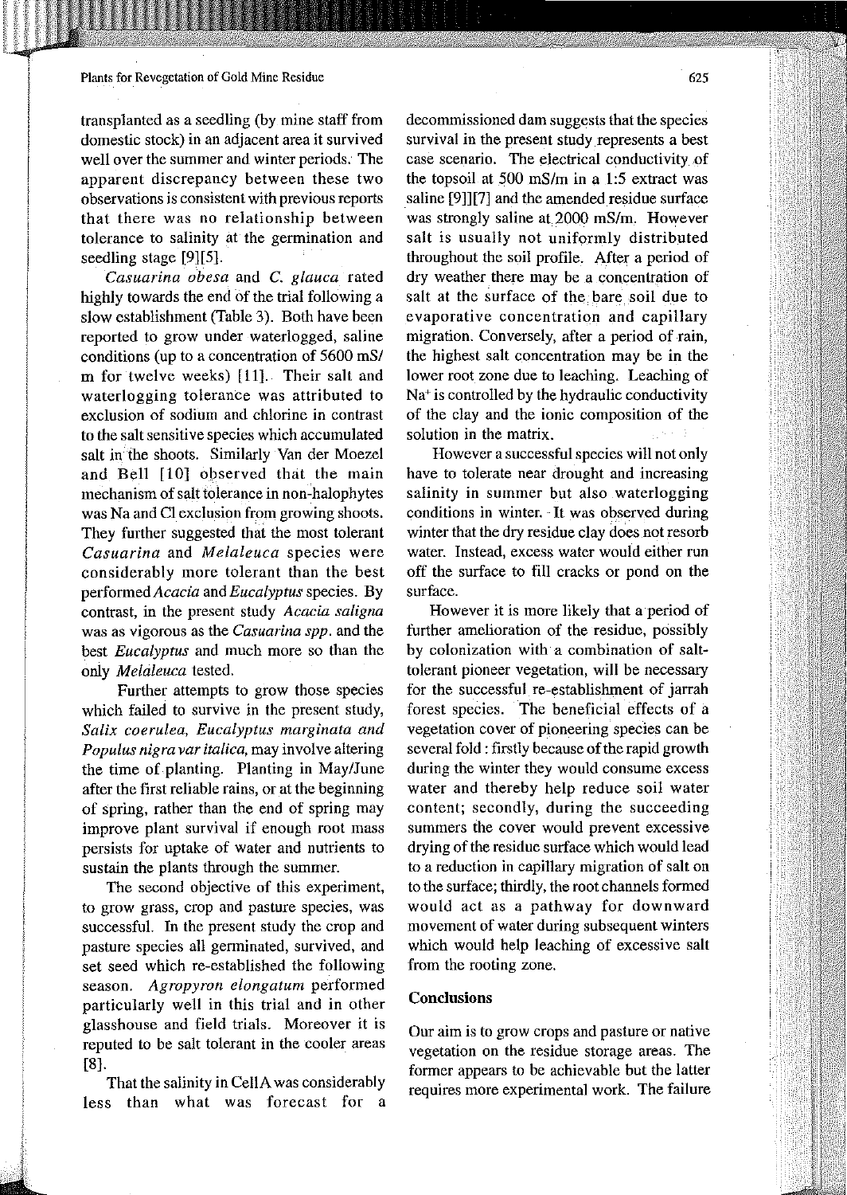transplanted as a seedling (by mine staff from domestic stock) in an adjacent area it survived well over the summer and winter periods. The apparent discrepancy between these two observations is consistent with previous reports that there was no relationship between tolerance to salinity at the germination and seedling stage [9][5].

*Casuarina obesa* and *C. glauca* rated highly towards the end of the trial following a slow establishment (Table 3). Both have been reported to grow under waterlogged, saline conditions (up to a concentration of 5600 mS/m for twelve weeks) [11]. Their salt and waterlogging tolerance was attributed to exclusion of sodium and chlorine in contrast to the salt sensitive species which accumulated salt in the shoots. Similarly Van der Moezel and Bell [10] observed that the main mechanism of salt tolerance in non-halophytes was Na and Cl exclusion from growing shoots. They further suggested that the most tolerant *Casuarina* and *Melaleuca* species were considerably more tolerant than the best performed *Acacia* and *Eucalyptus* species. By contrast, in the present study *Acacia saligna* was as vigorous as the *Casuarina spp.* and the best *Eucalyptus* and much more so than the only *Melaleuca* tested.

Further attempts to grow those species which failed to survive in the present study, *Salix coerulea, Eucalyptus marginata and Populus nigra var italica,* may involve altering the time of planting. Planting in May/June after the first reliable rains, or at the beginning of spring, rather than the end of spring may improve plant survival if enough root mass persists for uptake of water and nutrients to sustain the plants through the summer.

The second objective of this experiment, to grow grass, crop and pasture species, was successful. In the present study the crop and pasture species all germinated, survived, and set seed which re-established the following season. *Agropyron elongatum* performed particularly well in this trial and in other glasshouse and field trials. Moreover it is reputed to be salt tolerant in the cooler areas [8].

That the salinity in Cell A was considerably less than what was forecast for a decommissioned dam suggests that the species survival in the present study represents a best case scenario. The electrical conductivity of the topsoil at 500 mS/m in a 1:5 extract was saline [9]][7] and the amended residue surface was strongly saline at 2000 mS/m. However salt is usually not uniformly distributed throughout the soil profile. After a period of dry weather there may be a concentration of salt at the surface of the bare soil due to evaporative concentration and capillary migration. Conversely, after a period of rain, the highest salt concentration may be in the lower root zone due to leaching. Leaching of $Na^+$ is controlled by the hydraulic conductivity of the clay and the ionic composition of the solution in the matrix.

However a successful species will not only have to tolerate near drought and increasing salinity in summer but also waterlogging conditions in winter. It was observed during winter that the dry residue clay does not resorb water. Instead, excess water would either run off the surface to fill cracks or pond on the surface.

However it is more likely that a period of further amelioration of the residue, possibly by colonization with a combination of salt-tolerant pioneer vegetation, will be necessary for the successful re-establishment of jarrah forest species. The beneficial effects of a vegetation cover of pioneering species can be several fold : firstly because of the rapid growth during the winter they would consume excess water and thereby help reduce soil water content; secondly, during the succeeding summers the cover would prevent excessive drying of the residue surface which would lead to a reduction in capillary migration of salt on to the surface; thirdly, the root channels formed would act as a pathway for downward movement of water during subsequent winters which would help leaching of excessive salt from the rooting zone.

## Conclusions

Our aim is to grow crops and pasture or native vegetation on the residue storage areas. The former appears to be achievable but the latter requires more experimental work. The failure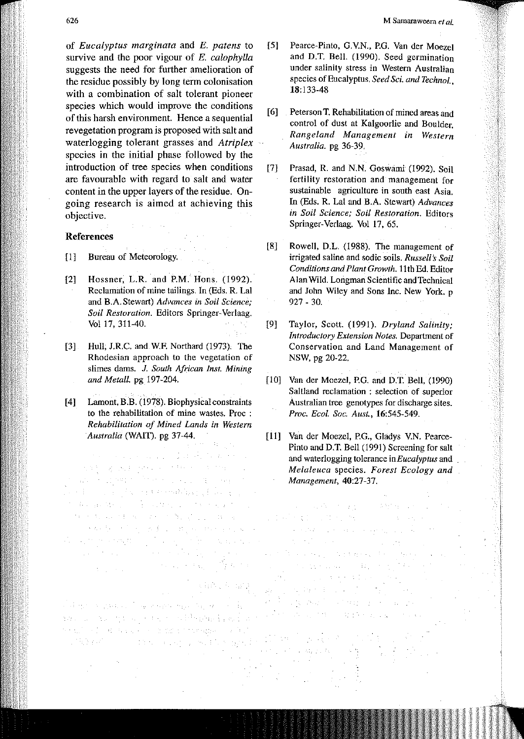of *Eucalyptus marginata* and *E. patens* to survive and the poor vigour of *E. calophylla* suggests the need for further amelioration of the residue possibly by long term colonisation with a combination of salt tolerant pioneer species which would improve the conditions of this harsh environment. Hence a sequential revegetation program is proposed with salt and waterlogging tolerant grasses and *Atriplex* species in the initial phase followed by the introduction of tree species when conditions are favourable with regard to salt and water content in the upper layers of the residue. On-going research is aimed at achieving this objective.

## References

[1] Bureau of Meteorology.

[2] Hossner, L.R. and P.M. Hons. (1992). Reclamation of mine tailings. In (Eds. R. Lal and B.A. Stewart) *Advances in Soil Science; Soil Restoration.* Editors Springer-Verlaag. Vol 17, 311-40.

[3] Hull, J.R.C. and W.F. Northard (1973). The Rhodesian approach to the vegetation of slimes dams. *J. South African Inst. Mining and Metall.* pg 197-204.

[4] Lamont, B.B. (1978). Biophysical constraints to the rehabilitation of mine wastes. Proc : *Rehabilitation of Mined Lands in Western Australia* (WAIT). pg 37-44.

[5] Pearce-Pinto, G.V.N., P.G. Van der Moezel and D.T. Bell. (1990). Seed germination under salinity stress in Western Australian species of Eucalyptus. *Seed Sci. and Technol.*, **18**:133-48

[6] Peterson T. Rehabilitation of mined areas and control of dust at Kalgoorlie and Boulder. *Rangeland Management in Western Australia.* pg 36-39.

[7] Prasad, R. and N.N. Goswami (1992). Soil fertility restoration and management for sustainable agriculture in south east Asia. In (Eds. R. Lal and B.A. Stewart) *Advances in Soil Science; Soil Restoration.* Editors Springer-Verlaag. Vol 17, 65.

[8] Rowell, D.L. (1988). The management of irrigated saline and sodic soils. *Russell's Soil Conditions and Plant Growth.* 11th Ed. Editor Alan Wild. Longman Scientific and Technical and John Wiley and Sons Inc. New York. p 927 - 30.

[9] Taylor, Scott. (1991). *Dryland Salinity; Introductory Extension Notes.* Department of Conservation and Land Management of NSW, pg 20-22.

[10] Van der Moezel, P.G. and D.T. Bell, (1990) Saltland reclamation : selection of superior Australian tree genotypes for discharge sites. *Proc. Ecol. Soc. Aust.*, **16**:545-549.

[11] Van der Moezel, P.G., Gladys V.N. Pearce-Pinto and D.T. Bell (1991) Screening for salt and waterlogging tolerance in *Eucalyptus* and *Melaleuca* species. *Forest Ecology and Management*, **40**:27-37.